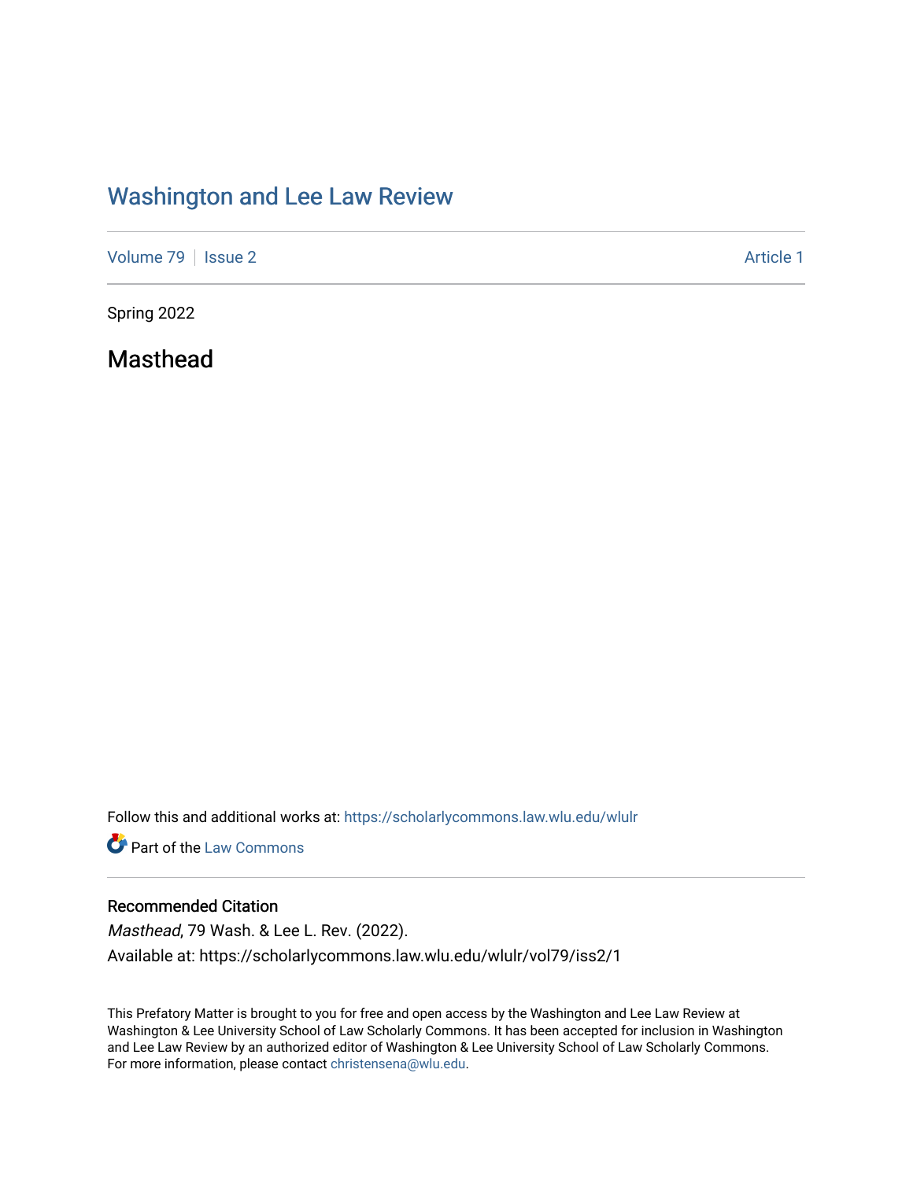# Washington and Lee Law Review

Volume 79 | Issue 2 — Article 1

Spring 2022

## Masthead

Follow this and additional works at: https://scholarlycommons.law.wlu.edu/wlulr

Part of the Law Commons

### Recommended Citation

*Masthead*, 79 Wash. & Lee L. Rev. (2022).
Available at: https://scholarlycommons.law.wlu.edu/wlulr/vol79/iss2/1

This Prefatory Matter is brought to you for free and open access by the Washington and Lee Law Review at Washington & Lee University School of Law Scholarly Commons. It has been accepted for inclusion in Washington and Lee Law Review by an authorized editor of Washington & Lee University School of Law Scholarly Commons. For more information, please contact christensena@wlu.edu.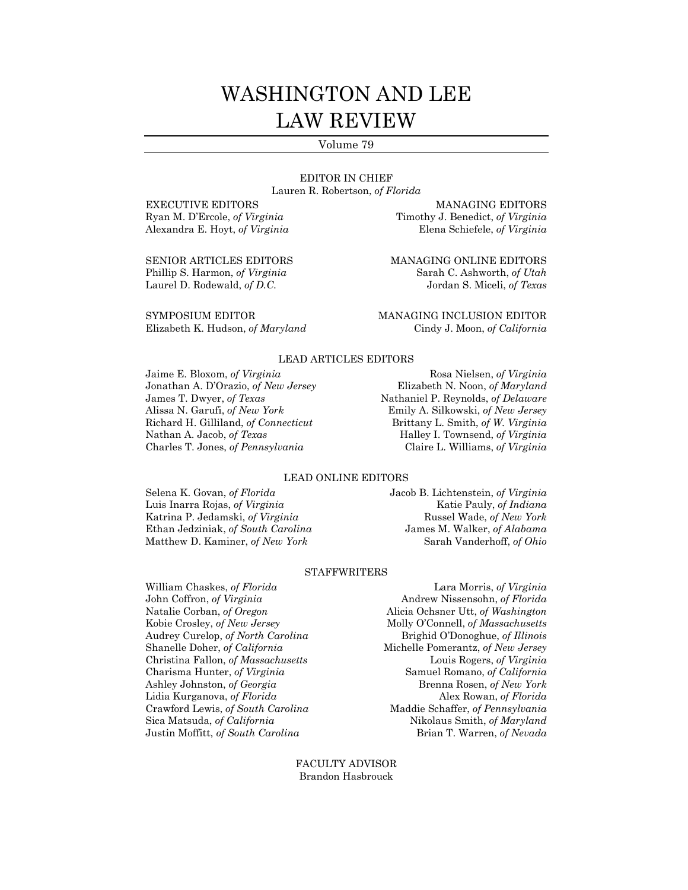# WASHINGTON AND LEE LAW REVIEW

Volume 79

EDITOR IN CHIEF
Lauren R. Robertson, *of Florida*

EXECUTIVE EDITORS
Ryan M. D'Ercole, *of Virginia*
Alexandra E. Hoyt, *of Virginia*

MANAGING EDITORS
Timothy J. Benedict, *of Virginia*
Elena Schiefele, *of Virginia*

SENIOR ARTICLES EDITORS
Phillip S. Harmon, *of Virginia*
Laurel D. Rodewald, *of D.C.*

MANAGING ONLINE EDITORS
Sarah C. Ashworth, *of Utah*
Jordan S. Miceli, *of Texas*

SYMPOSIUM EDITOR
Elizabeth K. Hudson, *of Maryland*

MANAGING INCLUSION EDITOR
Cindy J. Moon, *of California*

LEAD ARTICLES EDITORS

Jaime E. Bloxom, *of Virginia*
Jonathan A. D'Orazio, *of New Jersey*
James T. Dwyer, *of Texas*
Alissa N. Garufi, *of New York*
Richard H. Gilliland, *of Connecticut*
Nathan A. Jacob, *of Texas*
Charles T. Jones, *of Pennsylvania*
Rosa Nielsen, *of Virginia*
Elizabeth N. Noon, *of Maryland*
Nathaniel P. Reynolds, *of Delaware*
Emily A. Silkowski, *of New Jersey*
Brittany L. Smith, *of W. Virginia*
Halley I. Townsend, *of Virginia*
Claire L. Williams, *of Virginia*

LEAD ONLINE EDITORS

Selena K. Govan, *of Florida*
Luis Inarra Rojas, *of Virginia*
Katrina P. Jedamski, *of Virginia*
Ethan Jedziniak, *of South Carolina*
Matthew D. Kaminer, *of New York*
Jacob B. Lichtenstein, *of Virginia*
Katie Pauly, *of Indiana*
Russel Wade, *of New York*
James M. Walker, *of Alabama*
Sarah Vanderhoff, *of Ohio*

STAFFWRITERS

William Chaskes, *of Florida*
John Coffron, *of Virginia*
Natalie Corban, *of Oregon*
Kobie Crosley, *of New Jersey*
Audrey Curelop, *of North Carolina*
Shanelle Doher, *of California*
Christina Fallon, *of Massachusetts*
Charisma Hunter, *of Virginia*
Ashley Johnston, *of Georgia*
Lidia Kurganova, *of Florida*
Crawford Lewis, *of South Carolina*
Sica Matsuda, *of California*
Justin Moffitt, *of South Carolina*
Lara Morris, *of Virginia*
Andrew Nissensohn, *of Florida*
Alicia Ochsner Utt, *of Washington*
Molly O'Connell, *of Massachusetts*
Brighid O'Donoghue, *of Illinois*
Michelle Pomerantz, *of New Jersey*
Louis Rogers, *of Virginia*
Samuel Romano, *of California*
Brenna Rosen, *of New York*
Alex Rowan, *of Florida*
Maddie Schaffer, *of Pennsylvania*
Nikolaus Smith, *of Maryland*
Brian T. Warren, *of Nevada*

FACULTY ADVISOR
Brandon Hasbrouck